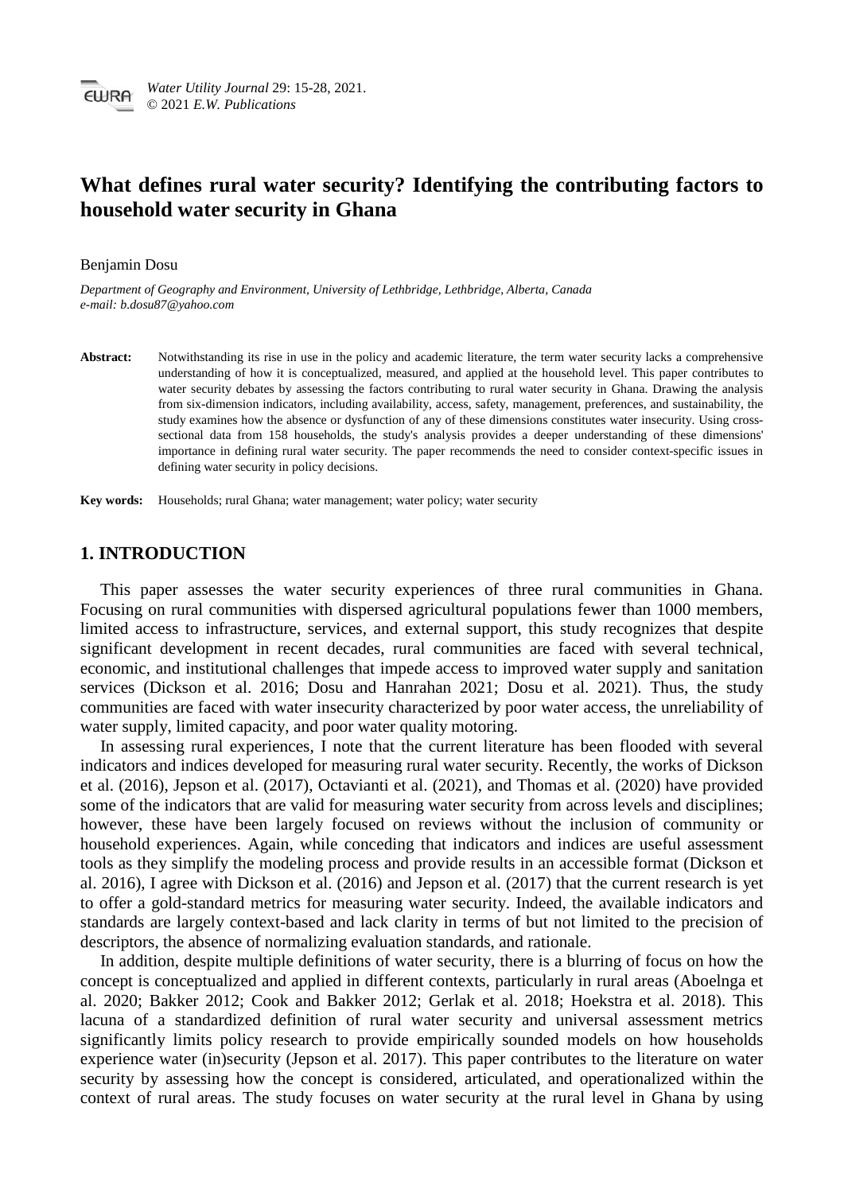# What defines rural water security? Identifying the contributing factors to household water security in Ghana

Benjamin Dosu

*Department of Geography and Environment, University of Lethbridge, Lethbridge, Alberta, Canada*
*e-mail: b.dosu87@yahoo.com*

**Abstract:** Notwithstanding its rise in use in the policy and academic literature, the term water security lacks a comprehensive understanding of how it is conceptualized, measured, and applied at the household level. This paper contributes to water security debates by assessing the factors contributing to rural water security in Ghana. Drawing the analysis from six-dimension indicators, including availability, access, safety, management, preferences, and sustainability, the study examines how the absence or dysfunction of any of these dimensions constitutes water insecurity. Using cross-sectional data from 158 households, the study's analysis provides a deeper understanding of these dimensions' importance in defining rural water security. The paper recommends the need to consider context-specific issues in defining water security in policy decisions.

**Key words:** Households; rural Ghana; water management; water policy; water security

## 1. INTRODUCTION

This paper assesses the water security experiences of three rural communities in Ghana. Focusing on rural communities with dispersed agricultural populations fewer than 1000 members, limited access to infrastructure, services, and external support, this study recognizes that despite significant development in recent decades, rural communities are faced with several technical, economic, and institutional challenges that impede access to improved water supply and sanitation services (Dickson et al. 2016; Dosu and Hanrahan 2021; Dosu et al. 2021). Thus, the study communities are faced with water insecurity characterized by poor water access, the unreliability of water supply, limited capacity, and poor water quality motoring.

In assessing rural experiences, I note that the current literature has been flooded with several indicators and indices developed for measuring rural water security. Recently, the works of Dickson et al. (2016), Jepson et al. (2017), Octavianti et al. (2021), and Thomas et al. (2020) have provided some of the indicators that are valid for measuring water security from across levels and disciplines; however, these have been largely focused on reviews without the inclusion of community or household experiences. Again, while conceding that indicators and indices are useful assessment tools as they simplify the modeling process and provide results in an accessible format (Dickson et al. 2016), I agree with Dickson et al. (2016) and Jepson et al. (2017) that the current research is yet to offer a gold-standard metrics for measuring water security. Indeed, the available indicators and standards are largely context-based and lack clarity in terms of but not limited to the precision of descriptors, the absence of normalizing evaluation standards, and rationale.

In addition, despite multiple definitions of water security, there is a blurring of focus on how the concept is conceptualized and applied in different contexts, particularly in rural areas (Aboelnga et al. 2020; Bakker 2012; Cook and Bakker 2012; Gerlak et al. 2018; Hoekstra et al. 2018). This lacuna of a standardized definition of rural water security and universal assessment metrics significantly limits policy research to provide empirically sounded models on how households experience water (in)security (Jepson et al. 2017). This paper contributes to the literature on water security by assessing how the concept is considered, articulated, and operationalized within the context of rural areas. The study focuses on water security at the rural level in Ghana by using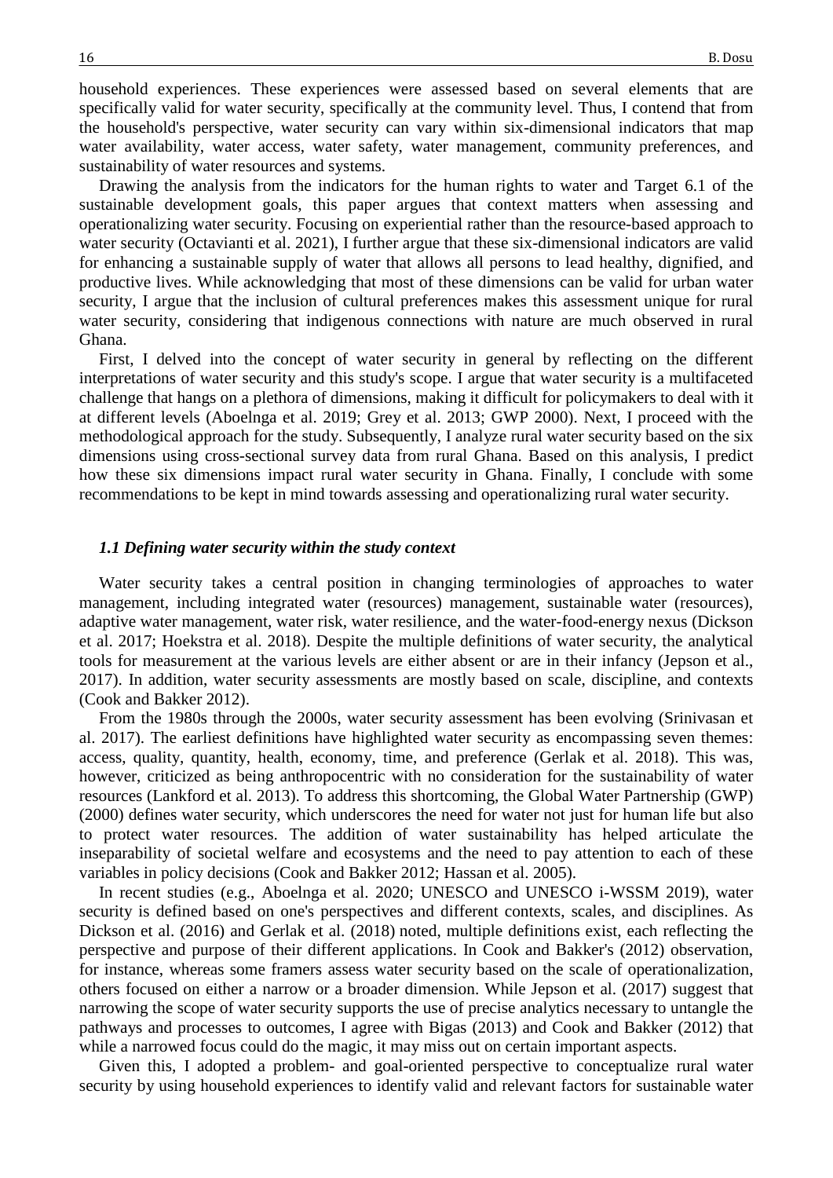household experiences. These experiences were assessed based on several elements that are specifically valid for water security, specifically at the community level. Thus, I contend that from the household's perspective, water security can vary within six-dimensional indicators that map water availability, water access, water safety, water management, community preferences, and sustainability of water resources and systems.

Drawing the analysis from the indicators for the human rights to water and Target 6.1 of the sustainable development goals, this paper argues that context matters when assessing and operationalizing water security. Focusing on experiential rather than the resource-based approach to water security (Octavianti et al. 2021), I further argue that these six-dimensional indicators are valid for enhancing a sustainable supply of water that allows all persons to lead healthy, dignified, and productive lives. While acknowledging that most of these dimensions can be valid for urban water security, I argue that the inclusion of cultural preferences makes this assessment unique for rural water security, considering that indigenous connections with nature are much observed in rural Ghana.

First, I delved into the concept of water security in general by reflecting on the different interpretations of water security and this study's scope. I argue that water security is a multifaceted challenge that hangs on a plethora of dimensions, making it difficult for policymakers to deal with it at different levels (Aboelnga et al. 2019; Grey et al. 2013; GWP 2000). Next, I proceed with the methodological approach for the study. Subsequently, I analyze rural water security based on the six dimensions using cross-sectional survey data from rural Ghana. Based on this analysis, I predict how these six dimensions impact rural water security in Ghana. Finally, I conclude with some recommendations to be kept in mind towards assessing and operationalizing rural water security.

### *1.1 Defining water security within the study context*

Water security takes a central position in changing terminologies of approaches to water management, including integrated water (resources) management, sustainable water (resources), adaptive water management, water risk, water resilience, and the water-food-energy nexus (Dickson et al. 2017; Hoekstra et al. 2018). Despite the multiple definitions of water security, the analytical tools for measurement at the various levels are either absent or are in their infancy (Jepson et al., 2017). In addition, water security assessments are mostly based on scale, discipline, and contexts (Cook and Bakker 2012).

From the 1980s through the 2000s, water security assessment has been evolving (Srinivasan et al. 2017). The earliest definitions have highlighted water security as encompassing seven themes: access, quality, quantity, health, economy, time, and preference (Gerlak et al. 2018). This was, however, criticized as being anthropocentric with no consideration for the sustainability of water resources (Lankford et al. 2013). To address this shortcoming, the Global Water Partnership (GWP) (2000) defines water security, which underscores the need for water not just for human life but also to protect water resources. The addition of water sustainability has helped articulate the inseparability of societal welfare and ecosystems and the need to pay attention to each of these variables in policy decisions (Cook and Bakker 2012; Hassan et al. 2005).

In recent studies (e.g., Aboelnga et al. 2020; UNESCO and UNESCO i-WSSM 2019), water security is defined based on one's perspectives and different contexts, scales, and disciplines. As Dickson et al. (2016) and Gerlak et al. (2018) noted, multiple definitions exist, each reflecting the perspective and purpose of their different applications. In Cook and Bakker's (2012) observation, for instance, whereas some framers assess water security based on the scale of operationalization, others focused on either a narrow or a broader dimension. While Jepson et al. (2017) suggest that narrowing the scope of water security supports the use of precise analytics necessary to untangle the pathways and processes to outcomes, I agree with Bigas (2013) and Cook and Bakker (2012) that while a narrowed focus could do the magic, it may miss out on certain important aspects.

Given this, I adopted a problem- and goal-oriented perspective to conceptualize rural water security by using household experiences to identify valid and relevant factors for sustainable water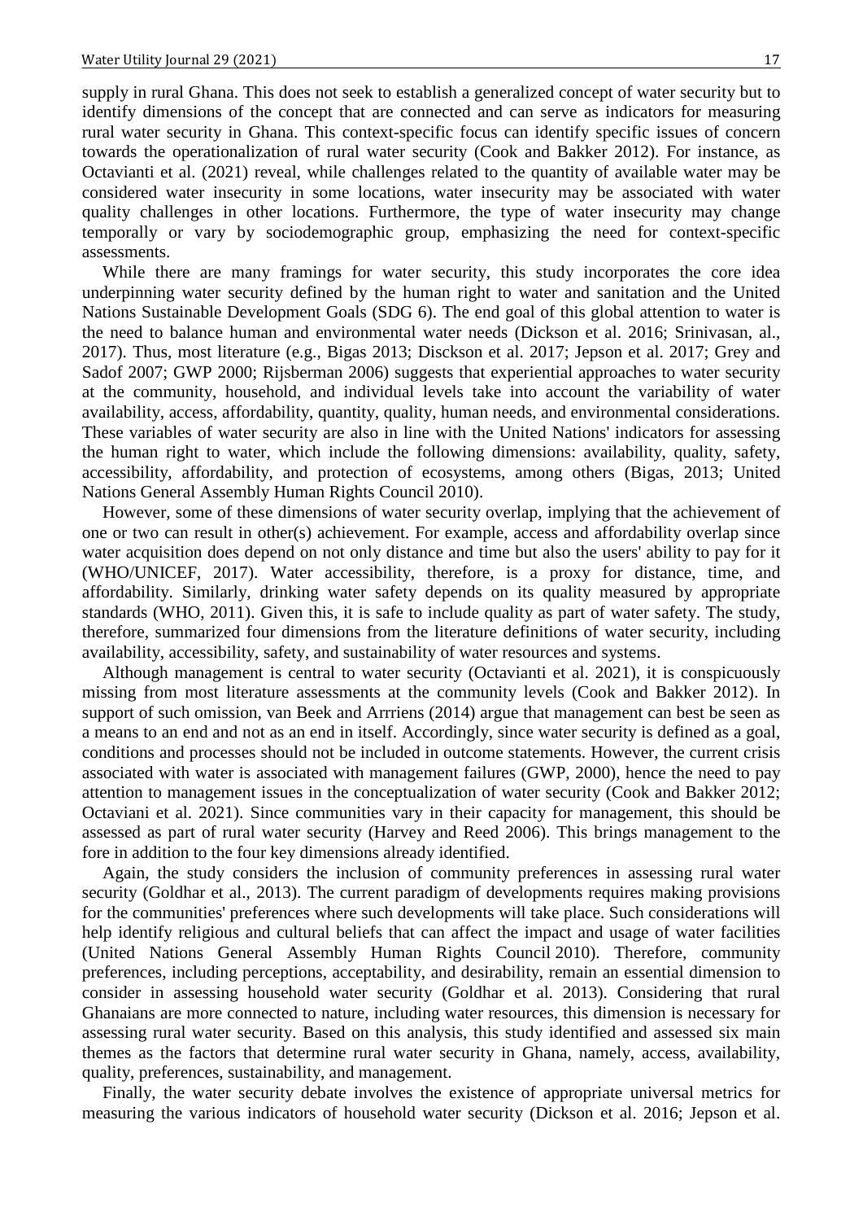supply in rural Ghana. This does not seek to establish a generalized concept of water security but to identify dimensions of the concept that are connected and can serve as indicators for measuring rural water security in Ghana. This context-specific focus can identify specific issues of concern towards the operationalization of rural water security (Cook and Bakker 2012). For instance, as Octavianti et al. (2021) reveal, while challenges related to the quantity of available water may be considered water insecurity in some locations, water insecurity may be associated with water quality challenges in other locations. Furthermore, the type of water insecurity may change temporally or vary by sociodemographic group, emphasizing the need for context-specific assessments.

While there are many framings for water security, this study incorporates the core idea underpinning water security defined by the human right to water and sanitation and the United Nations Sustainable Development Goals (SDG 6). The end goal of this global attention to water is the need to balance human and environmental water needs (Dickson et al. 2016; Srinivasan, al., 2017). Thus, most literature (e.g., Bigas 2013; Disckson et al. 2017; Jepson et al. 2017; Grey and Sadof 2007; GWP 2000; Rijsberman 2006) suggests that experiential approaches to water security at the community, household, and individual levels take into account the variability of water availability, access, affordability, quantity, quality, human needs, and environmental considerations. These variables of water security are also in line with the United Nations' indicators for assessing the human right to water, which include the following dimensions: availability, quality, safety, accessibility, affordability, and protection of ecosystems, among others (Bigas, 2013; United Nations General Assembly Human Rights Council 2010).

However, some of these dimensions of water security overlap, implying that the achievement of one or two can result in other(s) achievement. For example, access and affordability overlap since water acquisition does depend on not only distance and time but also the users' ability to pay for it (WHO/UNICEF, 2017). Water accessibility, therefore, is a proxy for distance, time, and affordability. Similarly, drinking water safety depends on its quality measured by appropriate standards (WHO, 2011). Given this, it is safe to include quality as part of water safety. The study, therefore, summarized four dimensions from the literature definitions of water security, including availability, accessibility, safety, and sustainability of water resources and systems.

Although management is central to water security (Octavianti et al. 2021), it is conspicuously missing from most literature assessments at the community levels (Cook and Bakker 2012). In support of such omission, van Beek and Arrriens (2014) argue that management can best be seen as a means to an end and not as an end in itself. Accordingly, since water security is defined as a goal, conditions and processes should not be included in outcome statements. However, the current crisis associated with water is associated with management failures (GWP, 2000), hence the need to pay attention to management issues in the conceptualization of water security (Cook and Bakker 2012; Octaviani et al. 2021). Since communities vary in their capacity for management, this should be assessed as part of rural water security (Harvey and Reed 2006). This brings management to the fore in addition to the four key dimensions already identified.

Again, the study considers the inclusion of community preferences in assessing rural water security (Goldhar et al., 2013). The current paradigm of developments requires making provisions for the communities' preferences where such developments will take place. Such considerations will help identify religious and cultural beliefs that can affect the impact and usage of water facilities (United Nations General Assembly Human Rights Council 2010). Therefore, community preferences, including perceptions, acceptability, and desirability, remain an essential dimension to consider in assessing household water security (Goldhar et al. 2013). Considering that rural Ghanaians are more connected to nature, including water resources, this dimension is necessary for assessing rural water security. Based on this analysis, this study identified and assessed six main themes as the factors that determine rural water security in Ghana, namely, access, availability, quality, preferences, sustainability, and management.

Finally, the water security debate involves the existence of appropriate universal metrics for measuring the various indicators of household water security (Dickson et al. 2016; Jepson et al.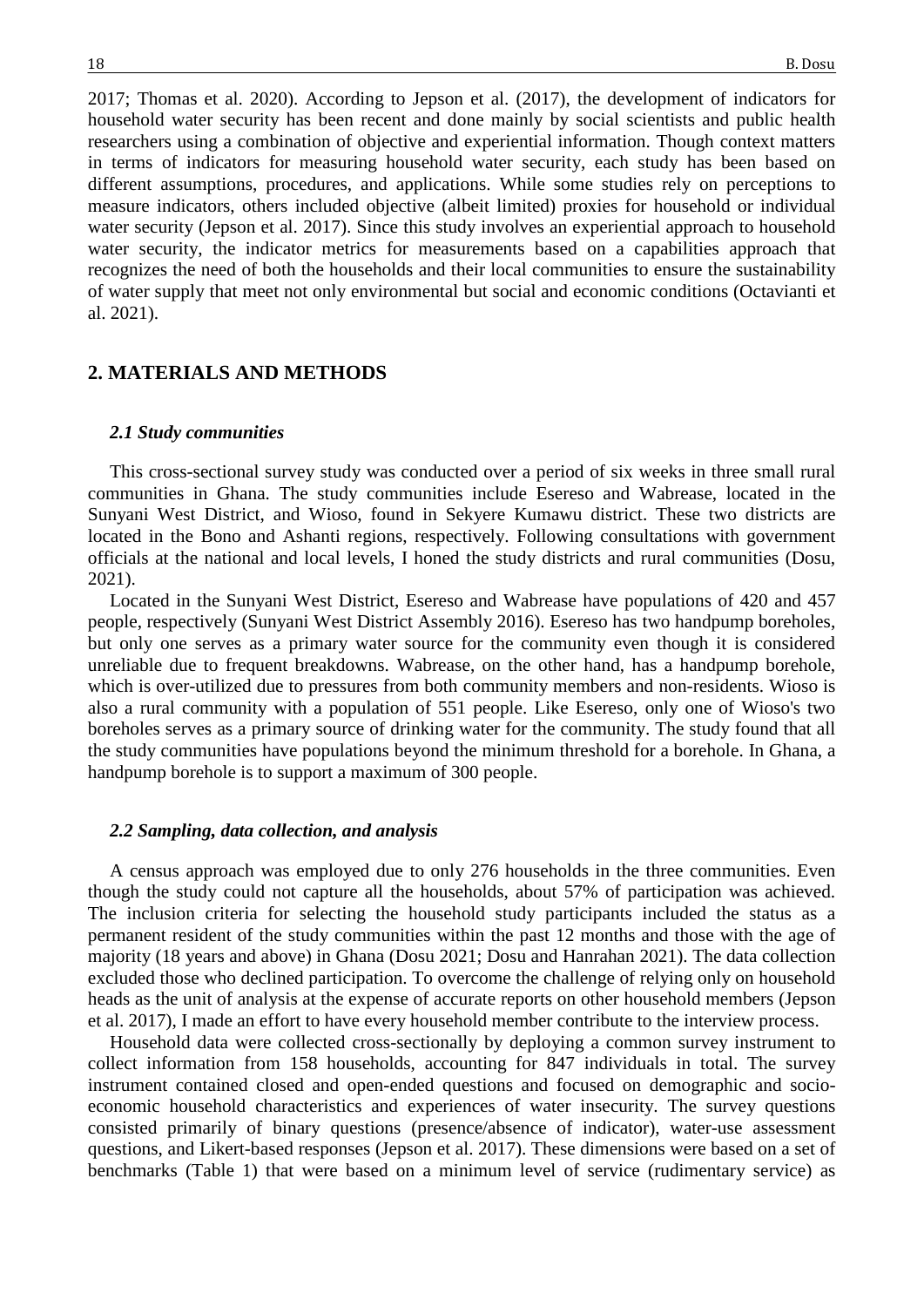2017; Thomas et al. 2020). According to Jepson et al. (2017), the development of indicators for household water security has been recent and done mainly by social scientists and public health researchers using a combination of objective and experiential information. Though context matters in terms of indicators for measuring household water security, each study has been based on different assumptions, procedures, and applications. While some studies rely on perceptions to measure indicators, others included objective (albeit limited) proxies for household or individual water security (Jepson et al. 2017). Since this study involves an experiential approach to household water security, the indicator metrics for measurements based on a capabilities approach that recognizes the need of both the households and their local communities to ensure the sustainability of water supply that meet not only environmental but social and economic conditions (Octavianti et al. 2021).

## 2. MATERIALS AND METHODS

### *2.1 Study communities*

This cross-sectional survey study was conducted over a period of six weeks in three small rural communities in Ghana. The study communities include Esereso and Wabrease, located in the Sunyani West District, and Wioso, found in Sekyere Kumawu district. These two districts are located in the Bono and Ashanti regions, respectively. Following consultations with government officials at the national and local levels, I honed the study districts and rural communities (Dosu, 2021).

Located in the Sunyani West District, Esereso and Wabrease have populations of 420 and 457 people, respectively (Sunyani West District Assembly 2016). Esereso has two handpump boreholes, but only one serves as a primary water source for the community even though it is considered unreliable due to frequent breakdowns. Wabrease, on the other hand, has a handpump borehole, which is over-utilized due to pressures from both community members and non-residents. Wioso is also a rural community with a population of 551 people. Like Esereso, only one of Wioso's two boreholes serves as a primary source of drinking water for the community. The study found that all the study communities have populations beyond the minimum threshold for a borehole. In Ghana, a handpump borehole is to support a maximum of 300 people.

### *2.2 Sampling, data collection, and analysis*

A census approach was employed due to only 276 households in the three communities. Even though the study could not capture all the households, about 57% of participation was achieved. The inclusion criteria for selecting the household study participants included the status as a permanent resident of the study communities within the past 12 months and those with the age of majority (18 years and above) in Ghana (Dosu 2021; Dosu and Hanrahan 2021). The data collection excluded those who declined participation. To overcome the challenge of relying only on household heads as the unit of analysis at the expense of accurate reports on other household members (Jepson et al. 2017), I made an effort to have every household member contribute to the interview process.

Household data were collected cross-sectionally by deploying a common survey instrument to collect information from 158 households, accounting for 847 individuals in total. The survey instrument contained closed and open-ended questions and focused on demographic and socio-economic household characteristics and experiences of water insecurity. The survey questions consisted primarily of binary questions (presence/absence of indicator), water-use assessment questions, and Likert-based responses (Jepson et al. 2017). These dimensions were based on a set of benchmarks (Table 1) that were based on a minimum level of service (rudimentary service) as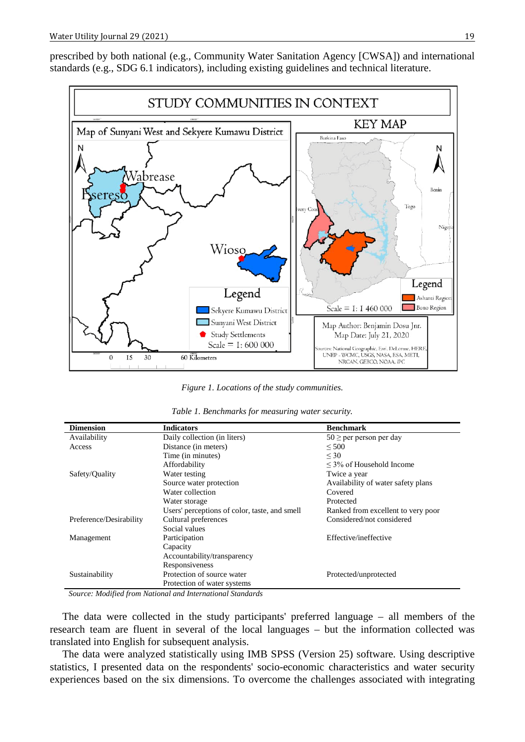prescribed by both national (e.g., Community Water Sanitation Agency [CWSA]) and international standards (e.g., SDG 6.1 indicators), including existing guidelines and technical literature.

*Figure 1. Locations of the study communities.*

*Table 1. Benchmarks for measuring water security.*

| Dimension | Indicators | Benchmark |
|---|---|---|
| Availability | Daily collection (in liters) | 50 ≥ per person per day |
| Access | Distance (in meters) | ≤ 500 |
| | Time (in minutes) | ≤ 30 |
| | Affordability | ≤ 3% of Household Income |
| Safety/Quality | Water testing | Twice a year |
| | Source water protection | Availability of water safety plans |
| | Water collection | Covered |
| | Water storage | Protected |
| | Users' perceptions of color, taste, and smell | Ranked from excellent to very poor |
| Preference/Desirability | Cultural preferences | Considered/not considered |
| | Social values | |
| Management | Participation | Effective/ineffective |
| | Capacity | |
| | Accountability/transparency | |
| | Responsiveness | |
| Sustainability | Protection of source water | Protected/unprotected |
| | Protection of water systems | |

*Source: Modified from National and International Standards*

The data were collected in the study participants' preferred language – all members of the research team are fluent in several of the local languages – but the information collected was translated into English for subsequent analysis.

The data were analyzed statistically using IMB SPSS (Version 25) software. Using descriptive statistics, I presented data on the respondents' socio-economic characteristics and water security experiences based on the six dimensions. To overcome the challenges associated with integrating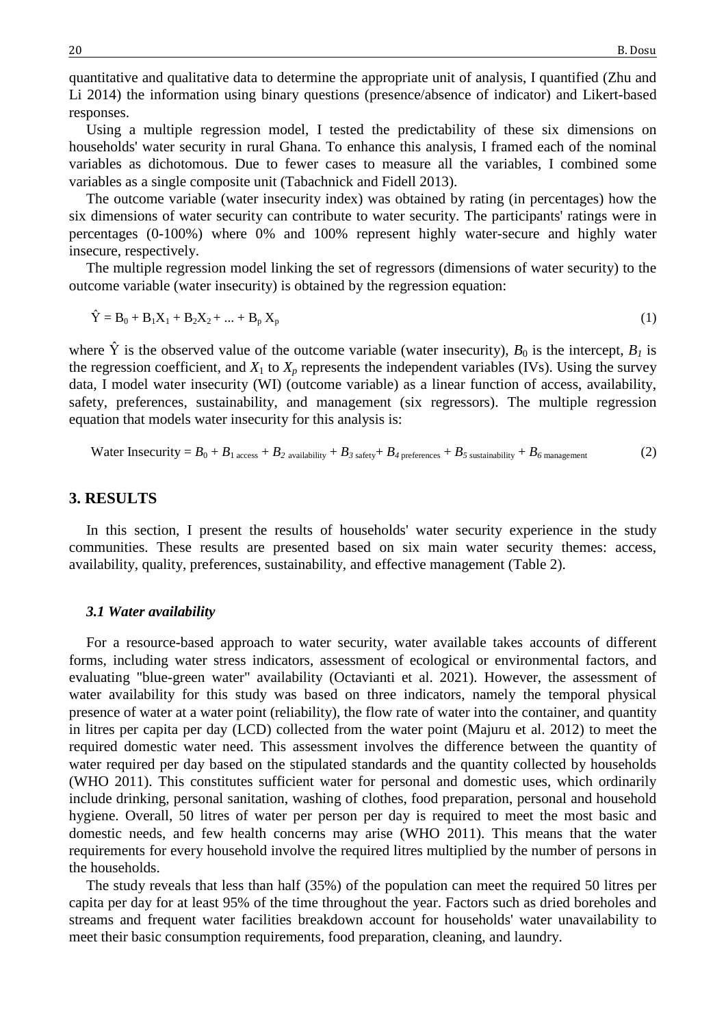quantitative and qualitative data to determine the appropriate unit of analysis, I quantified (Zhu and Li 2014) the information using binary questions (presence/absence of indicator) and Likert-based responses.

Using a multiple regression model, I tested the predictability of these six dimensions on households' water security in rural Ghana. To enhance this analysis, I framed each of the nominal variables as dichotomous. Due to fewer cases to measure all the variables, I combined some variables as a single composite unit (Tabachnick and Fidell 2013).

The outcome variable (water insecurity index) was obtained by rating (in percentages) how the six dimensions of water security can contribute to water security. The participants' ratings were in percentages (0-100%) where 0% and 100% represent highly water-secure and highly water insecure, respectively.

The multiple regression model linking the set of regressors (dimensions of water security) to the outcome variable (water insecurity) is obtained by the regression equation:

$$\hat{Y} = B_0 + B_1X_1 + B_2X_2 + ... + B_p X_p \tag{1}$$

where $\hat{Y}$ is the observed value of the outcome variable (water insecurity), $B_0$ is the intercept, $B_1$ is the regression coefficient, and $X_1$ to $X_p$ represents the independent variables (IVs). Using the survey data, I model water insecurity (WI) (outcome variable) as a linear function of access, availability, safety, preferences, sustainability, and management (six regressors). The multiple regression equation that models water insecurity for this analysis is:

$$\text{Water Insecurity} = B_0 + B_{1\,\text{access}} + B_{2\,\text{availability}} + B_{3\,\text{safety}} + B_{4\,\text{preferences}} + B_{5\,\text{sustainability}} + B_{6\,\text{management}} \tag{2}$$

## 3. RESULTS

In this section, I present the results of households' water security experience in the study communities. These results are presented based on six main water security themes: access, availability, quality, preferences, sustainability, and effective management (Table 2).

### *3.1 Water availability*

For a resource-based approach to water security, water available takes accounts of different forms, including water stress indicators, assessment of ecological or environmental factors, and evaluating "blue-green water" availability (Octavianti et al. 2021). However, the assessment of water availability for this study was based on three indicators, namely the temporal physical presence of water at a water point (reliability), the flow rate of water into the container, and quantity in litres per capita per day (LCD) collected from the water point (Majuru et al. 2012) to meet the required domestic water need. This assessment involves the difference between the quantity of water required per day based on the stipulated standards and the quantity collected by households (WHO 2011). This constitutes sufficient water for personal and domestic uses, which ordinarily include drinking, personal sanitation, washing of clothes, food preparation, personal and household hygiene. Overall, 50 litres of water per person per day is required to meet the most basic and domestic needs, and few health concerns may arise (WHO 2011). This means that the water requirements for every household involve the required litres multiplied by the number of persons in the households.

The study reveals that less than half (35%) of the population can meet the required 50 litres per capita per day for at least 95% of the time throughout the year. Factors such as dried boreholes and streams and frequent water facilities breakdown account for households' water unavailability to meet their basic consumption requirements, food preparation, cleaning, and laundry.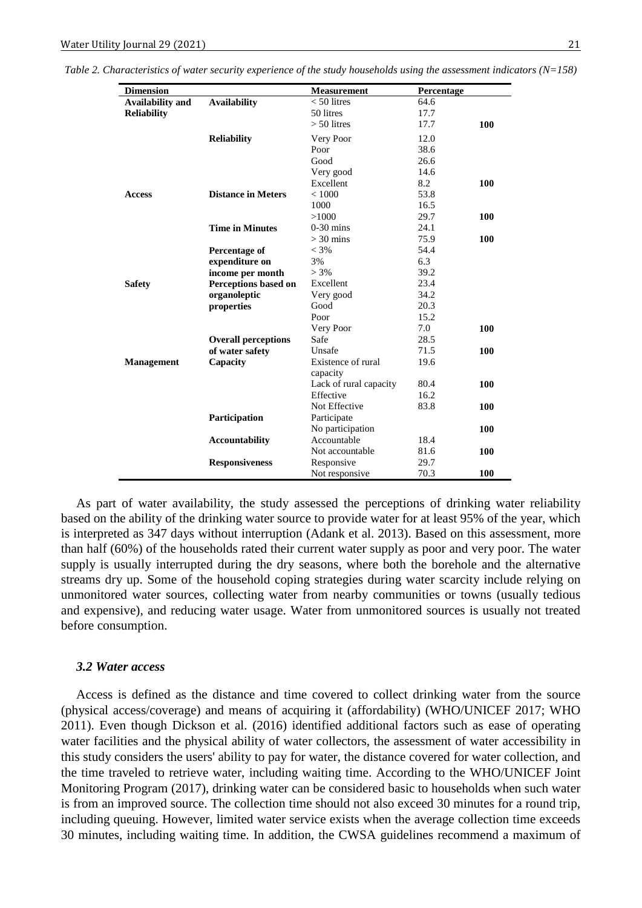*Table 2. Characteristics of water security experience of the study households using the assessment indicators (N=158)*

| Dimension | | Measurement | Percentage | |
|---|---|---|---|---|
| **Availability and Reliability** | **Availability** | < 50 litres | 64.6 | |
| | | 50 litres | 17.7 | |
| | | > 50 litres | 17.7 | **100** |
| | **Reliability** | Very Poor | 12.0 | |
| | | Poor | 38.6 | |
| | | Good | 26.6 | |
| | | Very good | 14.6 | |
| | | Excellent | 8.2 | **100** |
| **Access** | **Distance in Meters** | < 1000 | 53.8 | |
| | | 1000 | 16.5 | |
| | | >1000 | 29.7 | **100** |
| | **Time in Minutes** | 0-30 mins | 24.1 | |
| | | > 30 mins | 75.9 | **100** |
| | **Percentage of expenditure on income per month** | < 3% | 54.4 | |
| | | 3% | 6.3 | |
| | | > 3% | 39.2 | |
| **Safety** | **Perceptions based on organoleptic properties** | Excellent | 23.4 | |
| | | Very good | 34.2 | |
| | | Good | 20.3 | |
| | | Poor | 15.2 | |
| | | Very Poor | 7.0 | **100** |
| | **Overall perceptions of water safety** | Safe | 28.5 | |
| | | Unsafe | 71.5 | **100** |
| **Management** | **Capacity** | Existence of rural capacity | 19.6 | |
| | | Lack of rural capacity | 80.4 | **100** |
| | | Effective | 16.2 | |
| | | Not Effective | 83.8 | **100** |
| | **Participation** | Participate | | |
| | | No participation | | **100** |
| | **Accountability** | Accountable | 18.4 | |
| | | Not accountable | 81.6 | **100** |
| | **Responsiveness** | Responsive | 29.7 | |
| | | Not responsive | 70.3 | **100** |

As part of water availability, the study assessed the perceptions of drinking water reliability based on the ability of the drinking water source to provide water for at least 95% of the year, which is interpreted as 347 days without interruption (Adank et al. 2013). Based on this assessment, more than half (60%) of the households rated their current water supply as poor and very poor. The water supply is usually interrupted during the dry seasons, where both the borehole and the alternative streams dry up. Some of the household coping strategies during water scarcity include relying on unmonitored water sources, collecting water from nearby communities or towns (usually tedious and expensive), and reducing water usage. Water from unmonitored sources is usually not treated before consumption.

### *3.2 Water access*

Access is defined as the distance and time covered to collect drinking water from the source (physical access/coverage) and means of acquiring it (affordability) (WHO/UNICEF 2017; WHO 2011). Even though Dickson et al. (2016) identified additional factors such as ease of operating water facilities and the physical ability of water collectors, the assessment of water accessibility in this study considers the users' ability to pay for water, the distance covered for water collection, and the time traveled to retrieve water, including waiting time. According to the WHO/UNICEF Joint Monitoring Program (2017), drinking water can be considered basic to households when such water is from an improved source. The collection time should not also exceed 30 minutes for a round trip, including queuing. However, limited water service exists when the average collection time exceeds 30 minutes, including waiting time. In addition, the CWSA guidelines recommend a maximum of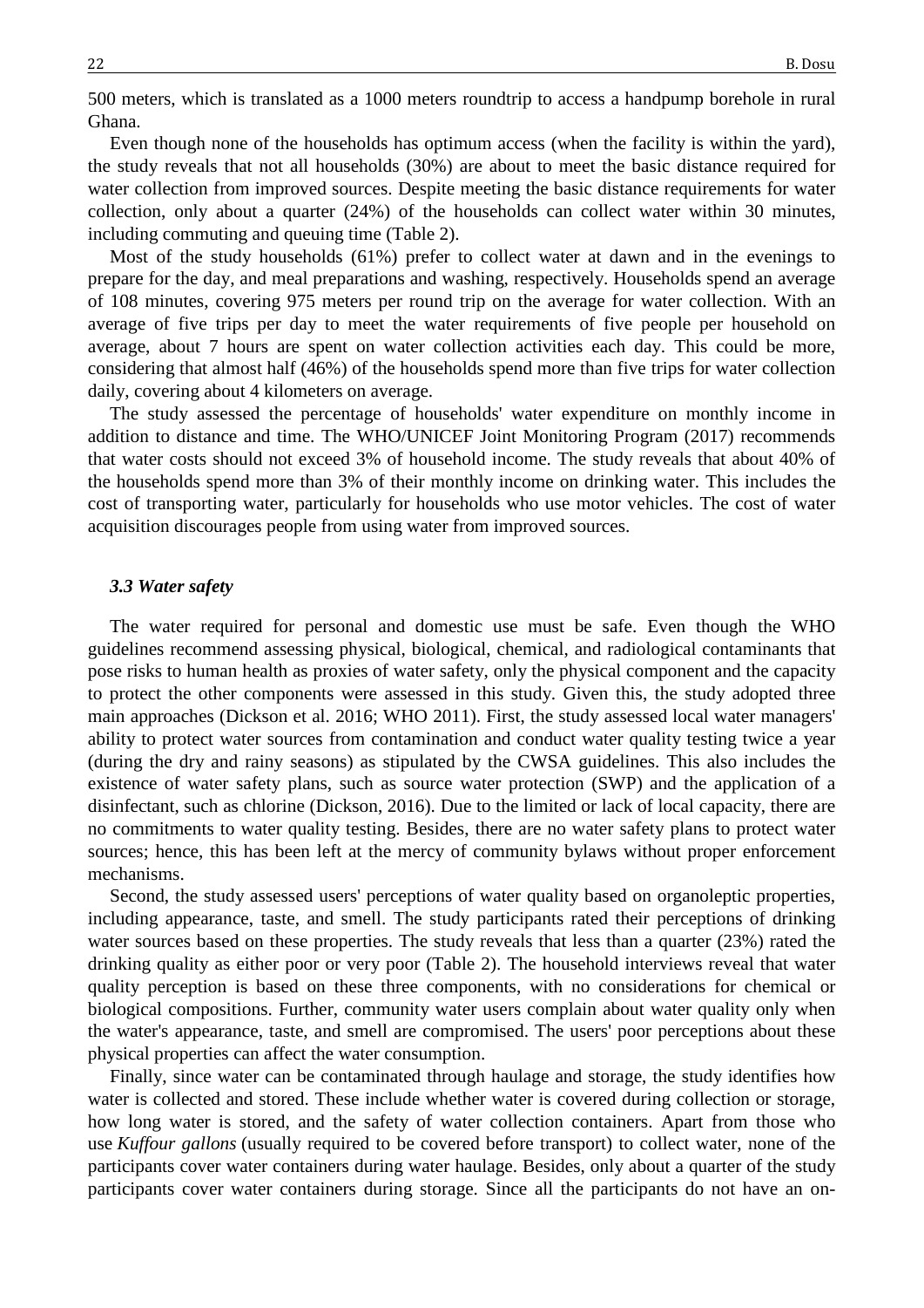500 meters, which is translated as a 1000 meters roundtrip to access a handpump borehole in rural Ghana.

Even though none of the households has optimum access (when the facility is within the yard), the study reveals that not all households (30%) are about to meet the basic distance required for water collection from improved sources. Despite meeting the basic distance requirements for water collection, only about a quarter (24%) of the households can collect water within 30 minutes, including commuting and queuing time (Table 2).

Most of the study households (61%) prefer to collect water at dawn and in the evenings to prepare for the day, and meal preparations and washing, respectively. Households spend an average of 108 minutes, covering 975 meters per round trip on the average for water collection. With an average of five trips per day to meet the water requirements of five people per household on average, about 7 hours are spent on water collection activities each day. This could be more, considering that almost half (46%) of the households spend more than five trips for water collection daily, covering about 4 kilometers on average.

The study assessed the percentage of households' water expenditure on monthly income in addition to distance and time. The WHO/UNICEF Joint Monitoring Program (2017) recommends that water costs should not exceed 3% of household income. The study reveals that about 40% of the households spend more than 3% of their monthly income on drinking water. This includes the cost of transporting water, particularly for households who use motor vehicles. The cost of water acquisition discourages people from using water from improved sources.

### *3.3 Water safety*

The water required for personal and domestic use must be safe. Even though the WHO guidelines recommend assessing physical, biological, chemical, and radiological contaminants that pose risks to human health as proxies of water safety, only the physical component and the capacity to protect the other components were assessed in this study. Given this, the study adopted three main approaches (Dickson et al. 2016; WHO 2011). First, the study assessed local water managers' ability to protect water sources from contamination and conduct water quality testing twice a year (during the dry and rainy seasons) as stipulated by the CWSA guidelines. This also includes the existence of water safety plans, such as source water protection (SWP) and the application of a disinfectant, such as chlorine (Dickson, 2016). Due to the limited or lack of local capacity, there are no commitments to water quality testing. Besides, there are no water safety plans to protect water sources; hence, this has been left at the mercy of community bylaws without proper enforcement mechanisms.

Second, the study assessed users' perceptions of water quality based on organoleptic properties, including appearance, taste, and smell. The study participants rated their perceptions of drinking water sources based on these properties. The study reveals that less than a quarter (23%) rated the drinking quality as either poor or very poor (Table 2). The household interviews reveal that water quality perception is based on these three components, with no considerations for chemical or biological compositions. Further, community water users complain about water quality only when the water's appearance, taste, and smell are compromised. The users' poor perceptions about these physical properties can affect the water consumption.

Finally, since water can be contaminated through haulage and storage, the study identifies how water is collected and stored. These include whether water is covered during collection or storage, how long water is stored, and the safety of water collection containers. Apart from those who use *Kuffour gallons* (usually required to be covered before transport) to collect water, none of the participants cover water containers during water haulage. Besides, only about a quarter of the study participants cover water containers during storage. Since all the participants do not have an on-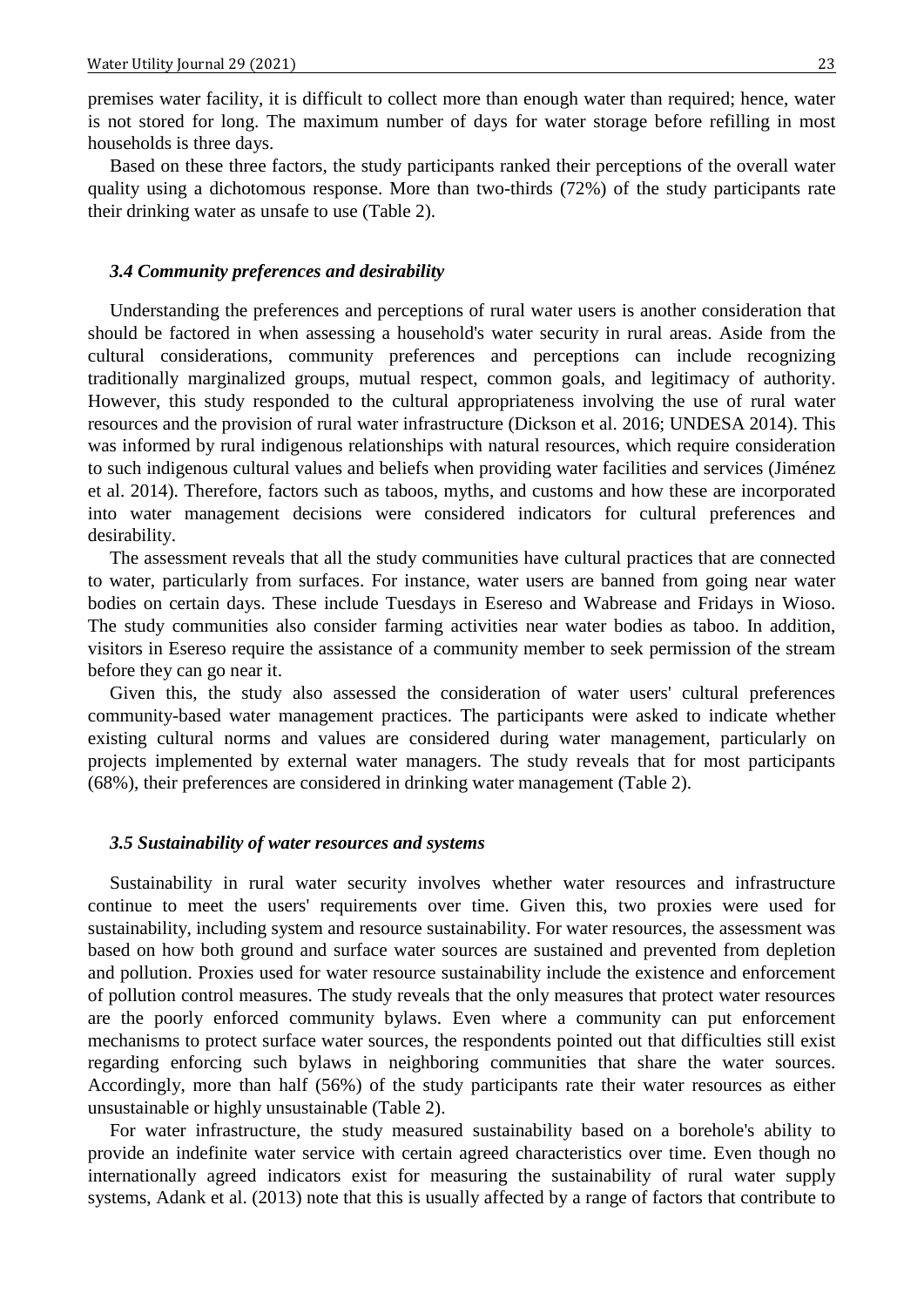premises water facility, it is difficult to collect more than enough water than required; hence, water is not stored for long. The maximum number of days for water storage before refilling in most households is three days.

Based on these three factors, the study participants ranked their perceptions of the overall water quality using a dichotomous response. More than two-thirds (72%) of the study participants rate their drinking water as unsafe to use (Table 2).

### *3.4 Community preferences and desirability*

Understanding the preferences and perceptions of rural water users is another consideration that should be factored in when assessing a household's water security in rural areas. Aside from the cultural considerations, community preferences and perceptions can include recognizing traditionally marginalized groups, mutual respect, common goals, and legitimacy of authority. However, this study responded to the cultural appropriateness involving the use of rural water resources and the provision of rural water infrastructure (Dickson et al. 2016; UNDESA 2014). This was informed by rural indigenous relationships with natural resources, which require consideration to such indigenous cultural values and beliefs when providing water facilities and services (Jiménez et al. 2014). Therefore, factors such as taboos, myths, and customs and how these are incorporated into water management decisions were considered indicators for cultural preferences and desirability.

The assessment reveals that all the study communities have cultural practices that are connected to water, particularly from surfaces. For instance, water users are banned from going near water bodies on certain days. These include Tuesdays in Esereso and Wabrease and Fridays in Wioso. The study communities also consider farming activities near water bodies as taboo. In addition, visitors in Esereso require the assistance of a community member to seek permission of the stream before they can go near it.

Given this, the study also assessed the consideration of water users' cultural preferences community-based water management practices. The participants were asked to indicate whether existing cultural norms and values are considered during water management, particularly on projects implemented by external water managers. The study reveals that for most participants (68%), their preferences are considered in drinking water management (Table 2).

### *3.5 Sustainability of water resources and systems*

Sustainability in rural water security involves whether water resources and infrastructure continue to meet the users' requirements over time. Given this, two proxies were used for sustainability, including system and resource sustainability. For water resources, the assessment was based on how both ground and surface water sources are sustained and prevented from depletion and pollution. Proxies used for water resource sustainability include the existence and enforcement of pollution control measures. The study reveals that the only measures that protect water resources are the poorly enforced community bylaws. Even where a community can put enforcement mechanisms to protect surface water sources, the respondents pointed out that difficulties still exist regarding enforcing such bylaws in neighboring communities that share the water sources. Accordingly, more than half (56%) of the study participants rate their water resources as either unsustainable or highly unsustainable (Table 2).

For water infrastructure, the study measured sustainability based on a borehole's ability to provide an indefinite water service with certain agreed characteristics over time. Even though no internationally agreed indicators exist for measuring the sustainability of rural water supply systems, Adank et al. (2013) note that this is usually affected by a range of factors that contribute to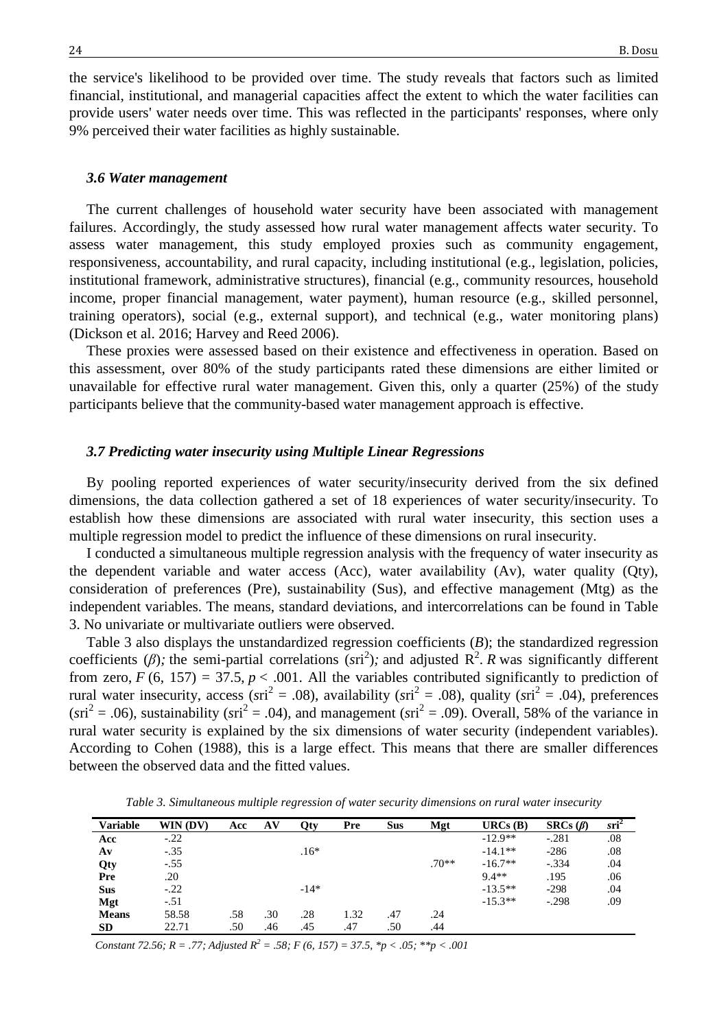the service's likelihood to be provided over time. The study reveals that factors such as limited financial, institutional, and managerial capacities affect the extent to which the water facilities can provide users' water needs over time. This was reflected in the participants' responses, where only 9% perceived their water facilities as highly sustainable.

### *3.6 Water management*

The current challenges of household water security have been associated with management failures. Accordingly, the study assessed how rural water management affects water security. To assess water management, this study employed proxies such as community engagement, responsiveness, accountability, and rural capacity, including institutional (e.g., legislation, policies, institutional framework, administrative structures), financial (e.g., community resources, household income, proper financial management, water payment), human resource (e.g., skilled personnel, training operators), social (e.g., external support), and technical (e.g., water monitoring plans) (Dickson et al. 2016; Harvey and Reed 2006).

These proxies were assessed based on their existence and effectiveness in operation. Based on this assessment, over 80% of the study participants rated these dimensions are either limited or unavailable for effective rural water management. Given this, only a quarter (25%) of the study participants believe that the community-based water management approach is effective.

### *3.7 Predicting water insecurity using Multiple Linear Regressions*

By pooling reported experiences of water security/insecurity derived from the six defined dimensions, the data collection gathered a set of 18 experiences of water security/insecurity. To establish how these dimensions are associated with rural water insecurity, this section uses a multiple regression model to predict the influence of these dimensions on rural insecurity.

I conducted a simultaneous multiple regression analysis with the frequency of water insecurity as the dependent variable and water access (Acc), water availability (Av), water quality (Qty), consideration of preferences (Pre), sustainability (Sus), and effective management (Mtg) as the independent variables. The means, standard deviations, and intercorrelations can be found in Table 3. No univariate or multivariate outliers were observed.

Table 3 also displays the unstandardized regression coefficients (*B*); the standardized regression coefficients (*β*); the semi-partial correlations ($sri^2$); and adjusted $R^2$. *R* was significantly different from zero, $F$ (6, 157) = 37.5, $p < .001$. All the variables contributed significantly to prediction of rural water insecurity, access ($sri^2$ = .08), availability ($sri^2$ = .08), quality ($sri^2$ = .04), preferences ($sri^2$ = .06), sustainability ($sri^2$ = .04), and management ($sri^2$ = .09). Overall, 58% of the variance in rural water security is explained by the six dimensions of water security (independent variables). According to Cohen (1988), this is a large effect. This means that there are smaller differences between the observed data and the fitted values.

*Table 3. Simultaneous multiple regression of water security dimensions on rural water insecurity*

| Variable | WIN (DV) | Acc | AV | Qty | Pre | Sus | Mgt | URCs (B) | SRCs (*β*) | $sri^2$ |
|---|---|---|---|---|---|---|---|---|---|---|
| **Acc** | -.22 | | | | | | | -12.9** | -.281 | .08 |
| **Av** | -.35 | | | .16* | | | | -14.1** | -286 | .08 |
| **Qty** | -.55 | | | | | | .70** | -16.7** | -.334 | .04 |
| **Pre** | .20 | | | | | | | 9.4** | .195 | .06 |
| **Sus** | -.22 | | | -14* | | | | -13.5** | -298 | .04 |
| **Mgt** | -.51 | | | | | | | -15.3** | -.298 | .09 |
| **Means** | 58.58 | .58 | .30 | .28 | 1.32 | .47 | .24 | | | |
| **SD** | 22.71 | .50 | .46 | .45 | .47 | .50 | .44 | | | |

*Constant 72.56; R = .77; Adjusted $R^2$ = .58; F (6, 157) = 37.5, *p < .05; **p < .001*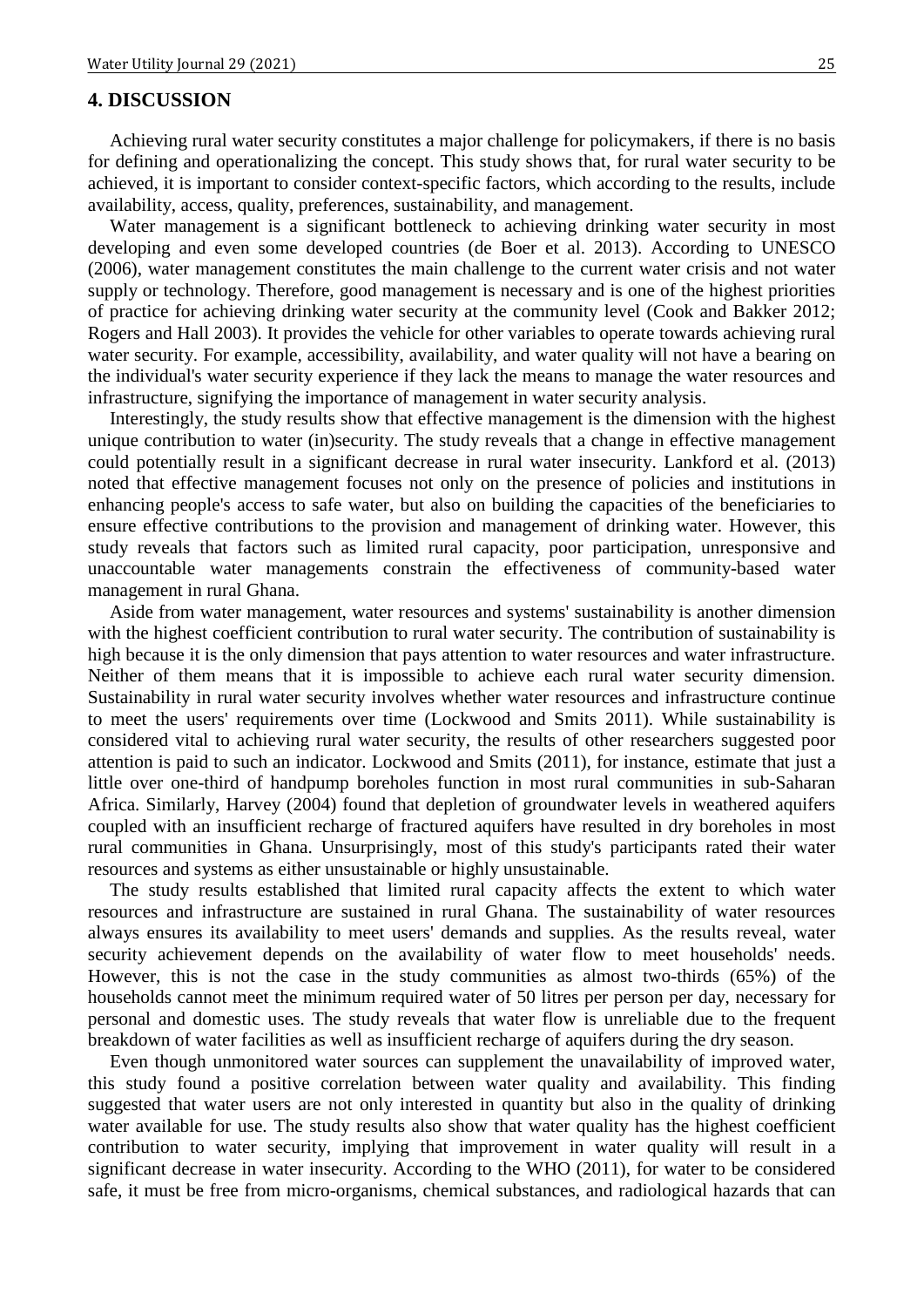## 4. DISCUSSION

Achieving rural water security constitutes a major challenge for policymakers, if there is no basis for defining and operationalizing the concept. This study shows that, for rural water security to be achieved, it is important to consider context-specific factors, which according to the results, include availability, access, quality, preferences, sustainability, and management.

Water management is a significant bottleneck to achieving drinking water security in most developing and even some developed countries (de Boer et al. 2013). According to UNESCO (2006), water management constitutes the main challenge to the current water crisis and not water supply or technology. Therefore, good management is necessary and is one of the highest priorities of practice for achieving drinking water security at the community level (Cook and Bakker 2012; Rogers and Hall 2003). It provides the vehicle for other variables to operate towards achieving rural water security. For example, accessibility, availability, and water quality will not have a bearing on the individual's water security experience if they lack the means to manage the water resources and infrastructure, signifying the importance of management in water security analysis.

Interestingly, the study results show that effective management is the dimension with the highest unique contribution to water (in)security. The study reveals that a change in effective management could potentially result in a significant decrease in rural water insecurity. Lankford et al. (2013) noted that effective management focuses not only on the presence of policies and institutions in enhancing people's access to safe water, but also on building the capacities of the beneficiaries to ensure effective contributions to the provision and management of drinking water. However, this study reveals that factors such as limited rural capacity, poor participation, unresponsive and unaccountable water managements constrain the effectiveness of community-based water management in rural Ghana.

Aside from water management, water resources and systems' sustainability is another dimension with the highest coefficient contribution to rural water security. The contribution of sustainability is high because it is the only dimension that pays attention to water resources and water infrastructure. Neither of them means that it is impossible to achieve each rural water security dimension. Sustainability in rural water security involves whether water resources and infrastructure continue to meet the users' requirements over time (Lockwood and Smits 2011). While sustainability is considered vital to achieving rural water security, the results of other researchers suggested poor attention is paid to such an indicator. Lockwood and Smits (2011), for instance, estimate that just a little over one-third of handpump boreholes function in most rural communities in sub-Saharan Africa. Similarly, Harvey (2004) found that depletion of groundwater levels in weathered aquifers coupled with an insufficient recharge of fractured aquifers have resulted in dry boreholes in most rural communities in Ghana. Unsurprisingly, most of this study's participants rated their water resources and systems as either unsustainable or highly unsustainable.

The study results established that limited rural capacity affects the extent to which water resources and infrastructure are sustained in rural Ghana. The sustainability of water resources always ensures its availability to meet users' demands and supplies. As the results reveal, water security achievement depends on the availability of water flow to meet households' needs. However, this is not the case in the study communities as almost two-thirds (65%) of the households cannot meet the minimum required water of 50 litres per person per day, necessary for personal and domestic uses. The study reveals that water flow is unreliable due to the frequent breakdown of water facilities as well as insufficient recharge of aquifers during the dry season.

Even though unmonitored water sources can supplement the unavailability of improved water, this study found a positive correlation between water quality and availability. This finding suggested that water users are not only interested in quantity but also in the quality of drinking water available for use. The study results also show that water quality has the highest coefficient contribution to water security, implying that improvement in water quality will result in a significant decrease in water insecurity. According to the WHO (2011), for water to be considered safe, it must be free from micro-organisms, chemical substances, and radiological hazards that can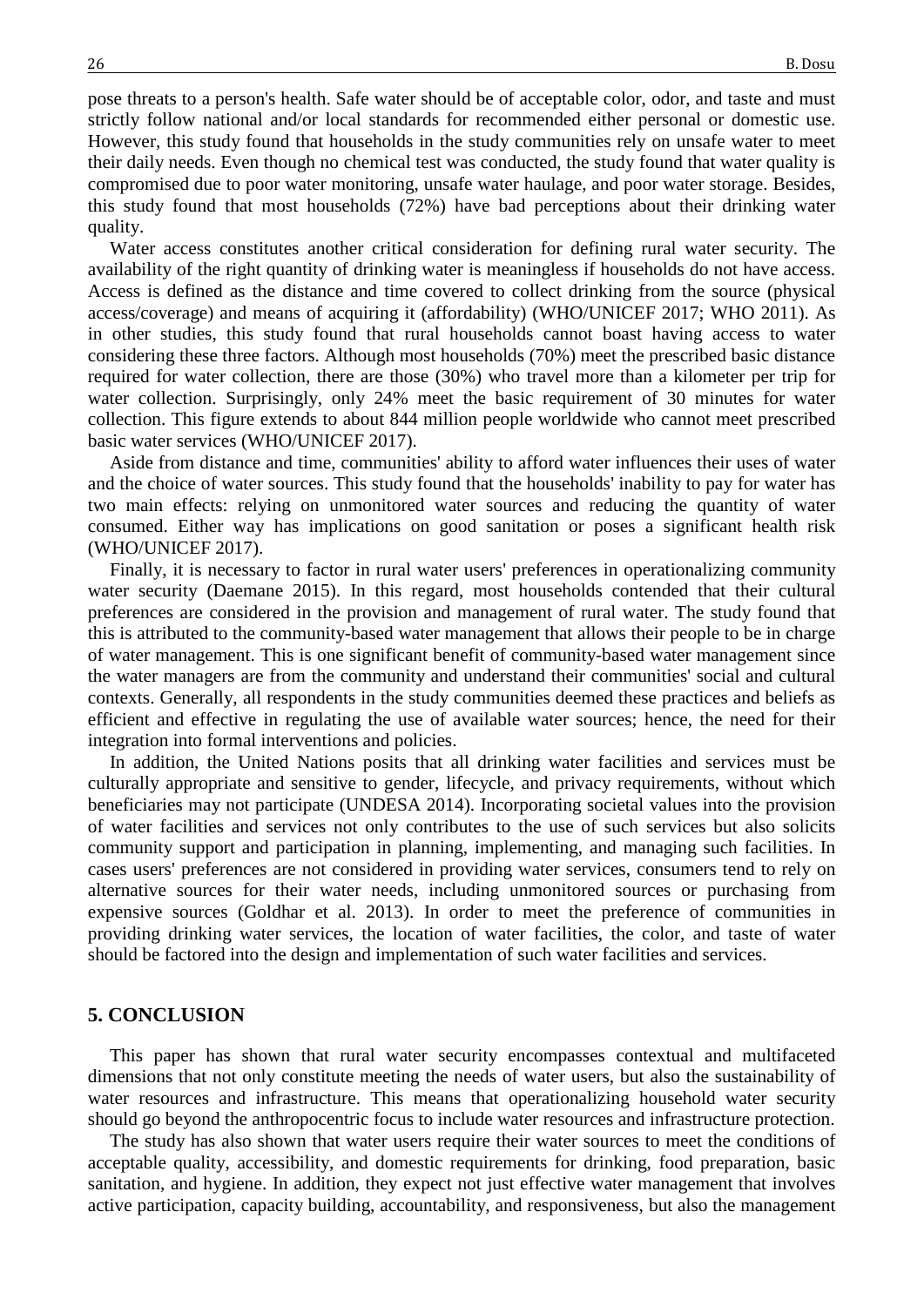pose threats to a person's health. Safe water should be of acceptable color, odor, and taste and must strictly follow national and/or local standards for recommended either personal or domestic use. However, this study found that households in the study communities rely on unsafe water to meet their daily needs. Even though no chemical test was conducted, the study found that water quality is compromised due to poor water monitoring, unsafe water haulage, and poor water storage. Besides, this study found that most households (72%) have bad perceptions about their drinking water quality.

Water access constitutes another critical consideration for defining rural water security. The availability of the right quantity of drinking water is meaningless if households do not have access. Access is defined as the distance and time covered to collect drinking from the source (physical access/coverage) and means of acquiring it (affordability) (WHO/UNICEF 2017; WHO 2011). As in other studies, this study found that rural households cannot boast having access to water considering these three factors. Although most households (70%) meet the prescribed basic distance required for water collection, there are those (30%) who travel more than a kilometer per trip for water collection. Surprisingly, only 24% meet the basic requirement of 30 minutes for water collection. This figure extends to about 844 million people worldwide who cannot meet prescribed basic water services (WHO/UNICEF 2017).

Aside from distance and time, communities' ability to afford water influences their uses of water and the choice of water sources. This study found that the households' inability to pay for water has two main effects: relying on unmonitored water sources and reducing the quantity of water consumed. Either way has implications on good sanitation or poses a significant health risk (WHO/UNICEF 2017).

Finally, it is necessary to factor in rural water users' preferences in operationalizing community water security (Daemane 2015). In this regard, most households contended that their cultural preferences are considered in the provision and management of rural water. The study found that this is attributed to the community-based water management that allows their people to be in charge of water management. This is one significant benefit of community-based water management since the water managers are from the community and understand their communities' social and cultural contexts. Generally, all respondents in the study communities deemed these practices and beliefs as efficient and effective in regulating the use of available water sources; hence, the need for their integration into formal interventions and policies.

In addition, the United Nations posits that all drinking water facilities and services must be culturally appropriate and sensitive to gender, lifecycle, and privacy requirements, without which beneficiaries may not participate (UNDESA 2014). Incorporating societal values into the provision of water facilities and services not only contributes to the use of such services but also solicits community support and participation in planning, implementing, and managing such facilities. In cases users' preferences are not considered in providing water services, consumers tend to rely on alternative sources for their water needs, including unmonitored sources or purchasing from expensive sources (Goldhar et al. 2013). In order to meet the preference of communities in providing drinking water services, the location of water facilities, the color, and taste of water should be factored into the design and implementation of such water facilities and services.

## 5. CONCLUSION

This paper has shown that rural water security encompasses contextual and multifaceted dimensions that not only constitute meeting the needs of water users, but also the sustainability of water resources and infrastructure. This means that operationalizing household water security should go beyond the anthropocentric focus to include water resources and infrastructure protection.

The study has also shown that water users require their water sources to meet the conditions of acceptable quality, accessibility, and domestic requirements for drinking, food preparation, basic sanitation, and hygiene. In addition, they expect not just effective water management that involves active participation, capacity building, accountability, and responsiveness, but also the management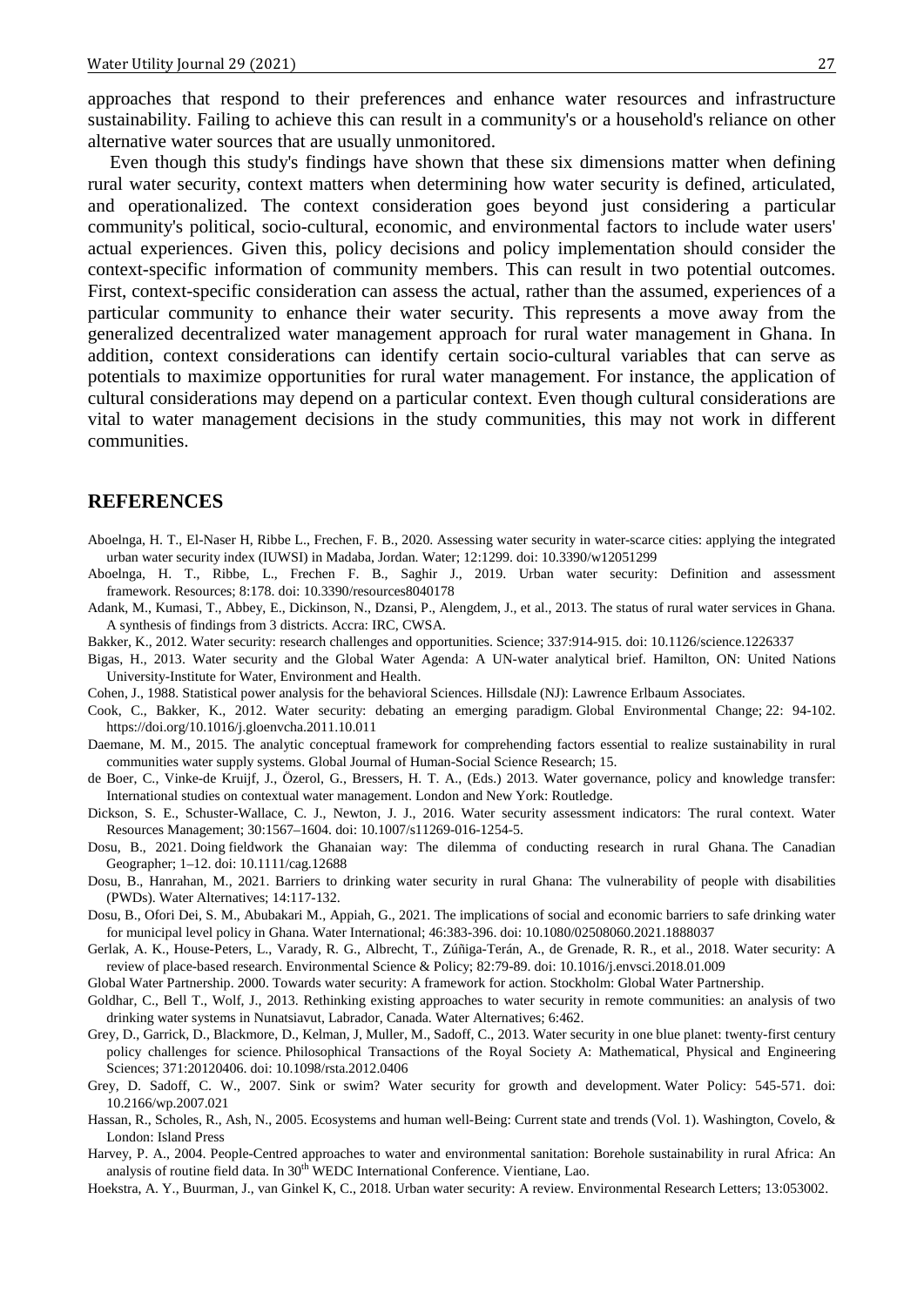approaches that respond to their preferences and enhance water resources and infrastructure sustainability. Failing to achieve this can result in a community's or a household's reliance on other alternative water sources that are usually unmonitored.

Even though this study's findings have shown that these six dimensions matter when defining rural water security, context matters when determining how water security is defined, articulated, and operationalized. The context consideration goes beyond just considering a particular community's political, socio-cultural, economic, and environmental factors to include water users' actual experiences. Given this, policy decisions and policy implementation should consider the context-specific information of community members. This can result in two potential outcomes. First, context-specific consideration can assess the actual, rather than the assumed, experiences of a particular community to enhance their water security. This represents a move away from the generalized decentralized water management approach for rural water management in Ghana. In addition, context considerations can identify certain socio-cultural variables that can serve as potentials to maximize opportunities for rural water management. For instance, the application of cultural considerations may depend on a particular context. Even though cultural considerations are vital to water management decisions in the study communities, this may not work in different communities.

## REFERENCES

Aboelnga, H. T., El-Naser H, Ribbe L., Frechen, F. B., 2020. Assessing water security in water-scarce cities: applying the integrated urban water security index (IUWSI) in Madaba, Jordan. Water; 12:1299. doi: 10.3390/w12051299

Aboelnga, H. T., Ribbe, L., Frechen F. B., Saghir J., 2019. Urban water security: Definition and assessment framework. Resources; 8:178. doi: 10.3390/resources8040178

Adank, M., Kumasi, T., Abbey, E., Dickinson, N., Dzansi, P., Alengdem, J., et al., 2013. The status of rural water services in Ghana. A synthesis of findings from 3 districts. Accra: IRC, CWSA.

Bakker, K., 2012. Water security: research challenges and opportunities. Science; 337:914-915. doi: 10.1126/science.1226337

Bigas, H., 2013. Water security and the Global Water Agenda: A UN-water analytical brief. Hamilton, ON: United Nations University-Institute for Water, Environment and Health.

Cohen, J., 1988. Statistical power analysis for the behavioral Sciences. Hillsdale (NJ): Lawrence Erlbaum Associates.

Cook, C., Bakker, K., 2012. Water security: debating an emerging paradigm. Global Environmental Change; 22: 94-102. https://doi.org/10.1016/j.gloenvcha.2011.10.011

Daemane, M. M., 2015. The analytic conceptual framework for comprehending factors essential to realize sustainability in rural communities water supply systems. Global Journal of Human-Social Science Research; 15.

de Boer, C., Vinke-de Kruijf, J., Özerol, G., Bressers, H. T. A., (Eds.) 2013. Water governance, policy and knowledge transfer: International studies on contextual water management. London and New York: Routledge.

Dickson, S. E., Schuster-Wallace, C. J., Newton, J. J., 2016. Water security assessment indicators: The rural context. Water Resources Management; 30:1567–1604. doi: 10.1007/s11269-016-1254-5.

Dosu, B., 2021. Doing fieldwork the Ghanaian way: The dilemma of conducting research in rural Ghana. The Canadian Geographer; 1–12. doi: 10.1111/cag.12688

Dosu, B., Hanrahan, M., 2021. Barriers to drinking water security in rural Ghana: The vulnerability of people with disabilities (PWDs). Water Alternatives; 14:117-132.

Dosu, B., Ofori Dei, S. M., Abubakari M., Appiah, G., 2021. The implications of social and economic barriers to safe drinking water for municipal level policy in Ghana. Water International; 46:383-396. doi: 10.1080/02508060.2021.1888037

Gerlak, A. K., House-Peters, L., Varady, R. G., Albrecht, T., Zúñiga-Terán, A., de Grenade, R. R., et al., 2018. Water security: A review of place-based research. Environmental Science & Policy; 82:79-89. doi: 10.1016/j.envsci.2018.01.009

Global Water Partnership. 2000. Towards water security: A framework for action. Stockholm: Global Water Partnership.

Goldhar, C., Bell T., Wolf, J., 2013. Rethinking existing approaches to water security in remote communities: an analysis of two drinking water systems in Nunatsiavut, Labrador, Canada. Water Alternatives; 6:462.

Grey, D., Garrick, D., Blackmore, D., Kelman, J, Muller, M., Sadoff, C., 2013. Water security in one blue planet: twenty-first century policy challenges for science. Philosophical Transactions of the Royal Society A: Mathematical, Physical and Engineering Sciences; 371:20120406. doi: 10.1098/rsta.2012.0406

Grey, D. Sadoff, C. W., 2007. Sink or swim? Water security for growth and development. Water Policy: 545-571. doi: 10.2166/wp.2007.021

Hassan, R., Scholes, R., Ash, N., 2005. Ecosystems and human well-Being: Current state and trends (Vol. 1). Washington, Covelo, & London: Island Press

Harvey, P. A., 2004. People-Centred approaches to water and environmental sanitation: Borehole sustainability in rural Africa: An analysis of routine field data. In 30th WEDC International Conference. Vientiane, Lao.

Hoekstra, A. Y., Buurman, J., van Ginkel K, C., 2018. Urban water security: A review. Environmental Research Letters; 13:053002.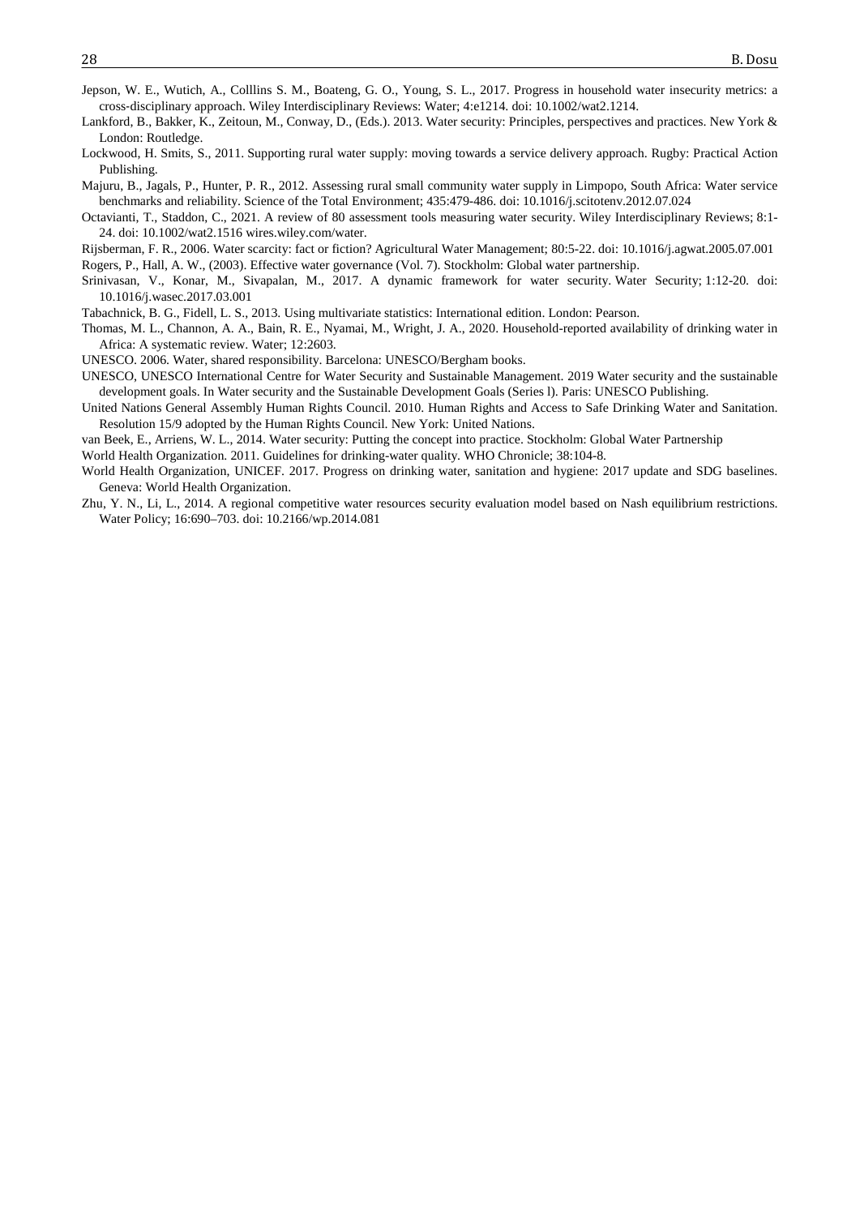Jepson, W. E., Wutich, A., Colllins S. M., Boateng, G. O., Young, S. L., 2017. Progress in household water insecurity metrics: a cross-disciplinary approach. Wiley Interdisciplinary Reviews: Water; 4:e1214. doi: 10.1002/wat2.1214.

Lankford, B., Bakker, K., Zeitoun, M., Conway, D., (Eds.). 2013. Water security: Principles, perspectives and practices. New York & London: Routledge.

Lockwood, H. Smits, S., 2011. Supporting rural water supply: moving towards a service delivery approach. Rugby: Practical Action Publishing.

Majuru, B., Jagals, P., Hunter, P. R., 2012. Assessing rural small community water supply in Limpopo, South Africa: Water service benchmarks and reliability. Science of the Total Environment; 435:479-486. doi: 10.1016/j.scitotenv.2012.07.024

Octavianti, T., Staddon, C., 2021. A review of 80 assessment tools measuring water security. Wiley Interdisciplinary Reviews; 8:1-24. doi: 10.1002/wat2.1516 wires.wiley.com/water.

Rijsberman, F. R., 2006. Water scarcity: fact or fiction? Agricultural Water Management; 80:5-22. doi: 10.1016/j.agwat.2005.07.001

Rogers, P., Hall, A. W., (2003). Effective water governance (Vol. 7). Stockholm: Global water partnership.

Srinivasan, V., Konar, M., Sivapalan, M., 2017. A dynamic framework for water security. Water Security; 1:12-20. doi: 10.1016/j.wasec.2017.03.001

Tabachnick, B. G., Fidell, L. S., 2013. Using multivariate statistics: International edition. London: Pearson.

Thomas, M. L., Channon, A. A., Bain, R. E., Nyamai, M., Wright, J. A., 2020. Household-reported availability of drinking water in Africa: A systematic review. Water; 12:2603.

UNESCO. 2006. Water, shared responsibility. Barcelona: UNESCO/Bergham books.

UNESCO, UNESCO International Centre for Water Security and Sustainable Management. 2019 Water security and the sustainable development goals. In Water security and the Sustainable Development Goals (Series l). Paris: UNESCO Publishing.

United Nations General Assembly Human Rights Council. 2010. Human Rights and Access to Safe Drinking Water and Sanitation. Resolution 15/9 adopted by the Human Rights Council. New York: United Nations.

van Beek, E., Arriens, W. L., 2014. Water security: Putting the concept into practice. Stockholm: Global Water Partnership

World Health Organization. 2011. Guidelines for drinking-water quality. WHO Chronicle; 38:104-8.

World Health Organization, UNICEF. 2017. Progress on drinking water, sanitation and hygiene: 2017 update and SDG baselines. Geneva: World Health Organization.

Zhu, Y. N., Li, L., 2014. A regional competitive water resources security evaluation model based on Nash equilibrium restrictions. Water Policy; 16:690–703. doi: 10.2166/wp.2014.081